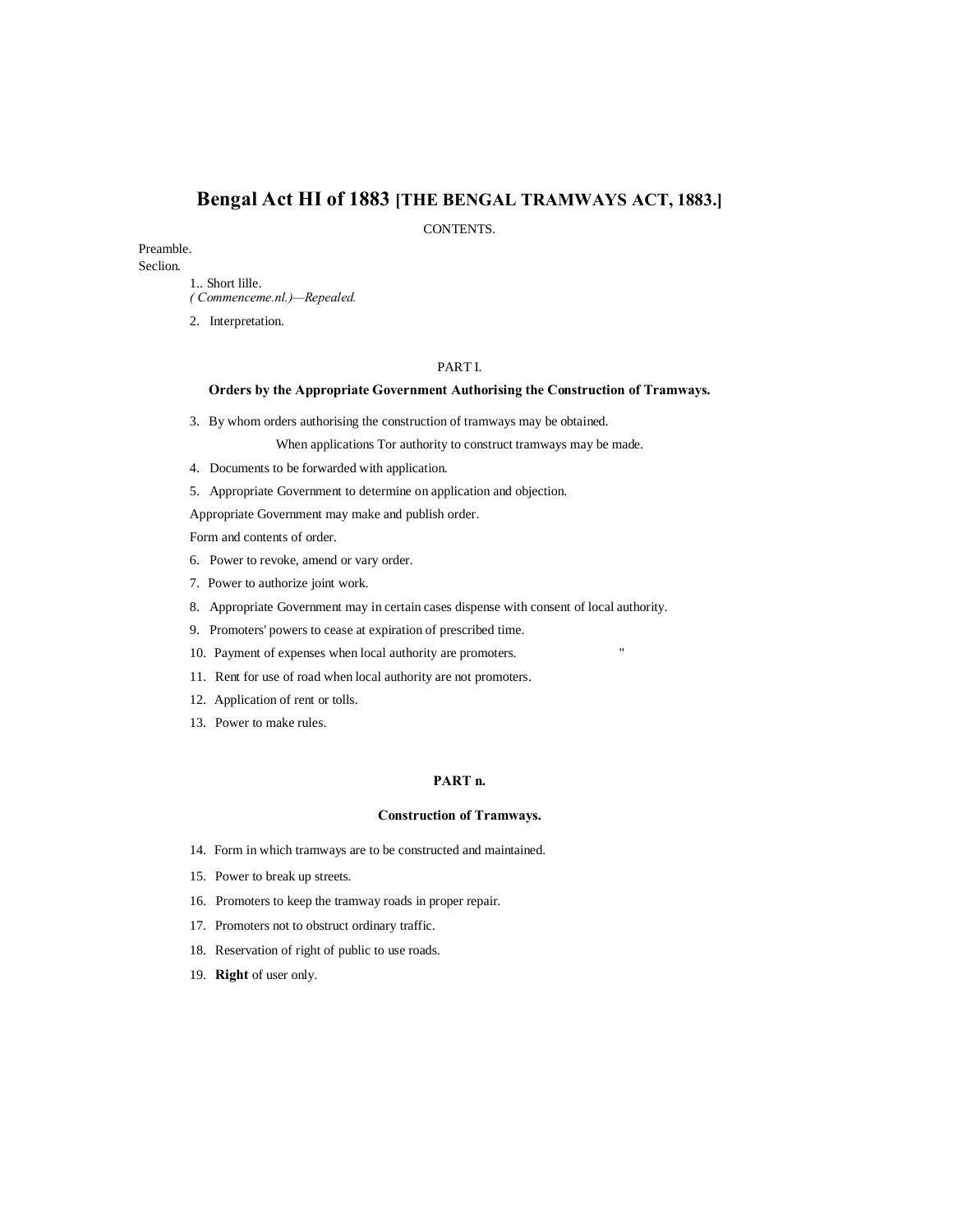# Bengal Act HI of 1883 [THE BENGAL TRAMWAYS ACT, 1883.]

CONTENTS.

Preamble.

Seclion.

1.. Short lille.

*( Commenceme.nl.)—Repealed.*

2. Interpretation.

PART I.

**Orders by the Appropriate Government Authorising the Construction of Tramways.**

3. By whom orders authorising the construction of tramways may be obtained.

When applications Tor authority to construct tramways may be made.

4. Documents to be forwarded with application.

5. Appropriate Government to determine on application and objection.

Appropriate Government may make and publish order.

Form and contents of order.

6. Power to revoke, amend or vary order.

7. Power to authorize joint work.

8. Appropriate Government may in certain cases dispense with consent of local authority.

9. Promoters' powers to cease at expiration of prescribed time.

10. Payment of expenses when local authority are promoters. "

11. Rent for use of road when local authority are not promoters.

12. Application of rent or tolls.

13. Power to make rules.

**PART n.**

**Construction of Tramways.**

14. Form in which tramways are to be constructed and maintained.

15. Power to break up streets.

16. Promoters to keep the tramway roads in proper repair.

17. Promoters not to obstruct ordinary traffic.

18. Reservation of right of public to use roads.

19. **Right** of user only.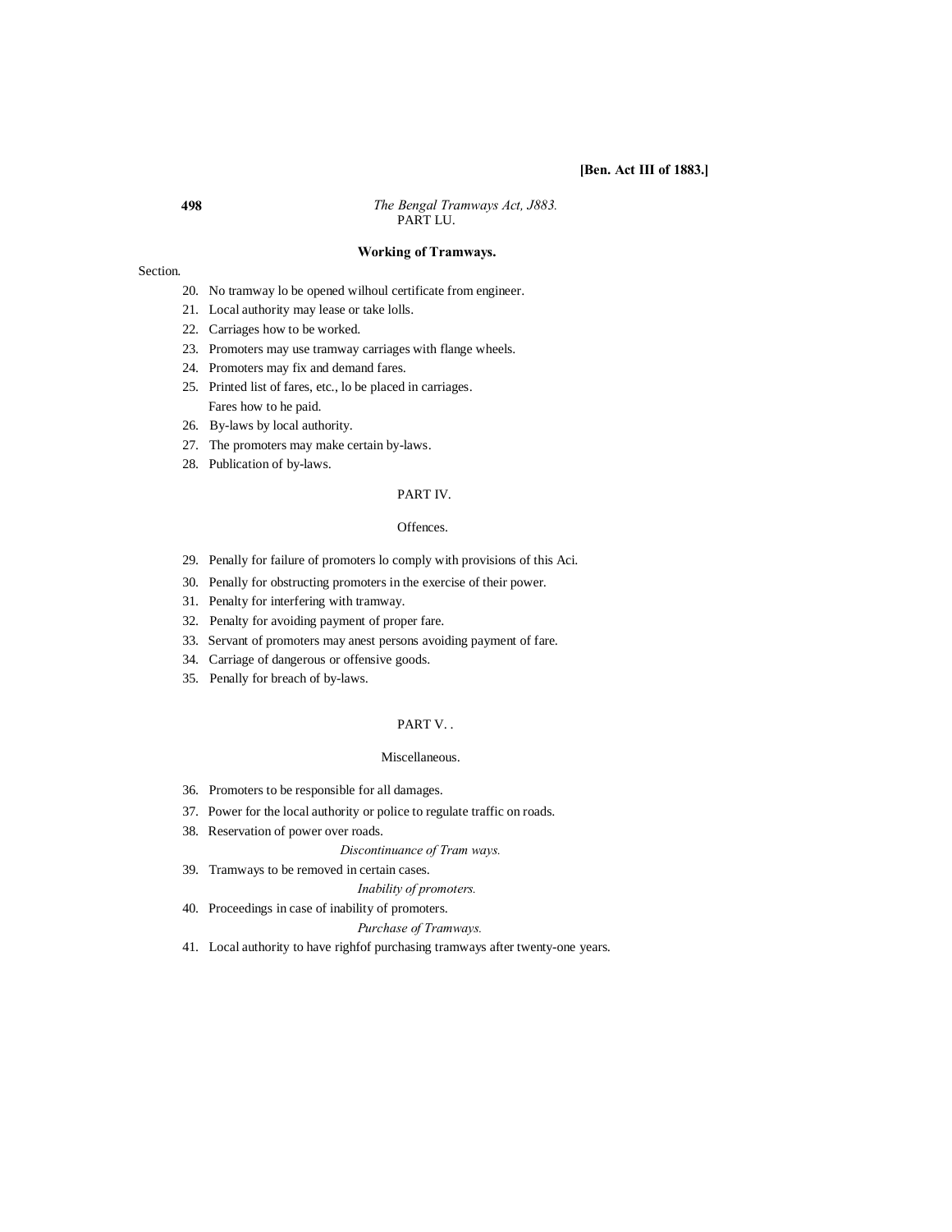PART LU.

## Working of Tramways.

Section.

20. No tramway lo be opened wilhoul certificate from engineer.
21. Local authority may lease or take lolls.
22. Carriages how to be worked.
23. Promoters may use tramway carriages with flange wheels.
24. Promoters may fix and demand fares.
25. Printed list of fares, etc., lo be placed in carriages.
    Fares how to he paid.
26. By-laws by local authority.
27. The promoters may make certain by-laws.
28. Publication of by-laws.

PART IV.

## Offences.

29. Penally for failure of promoters lo comply with provisions of this Aci.
30. Penally for obstructing promoters in the exercise of their power.
31. Penalty for interfering with tramway.
32. Penalty for avoiding payment of proper fare.
33. Servant of promoters may anest persons avoiding payment of fare.
34. Carriage of dangerous or offensive goods.
35. Penally for breach of by-laws.

PART V. .

## Miscellaneous.

36. Promoters to be responsible for all damages.
37. Power for the local authority or police to regulate traffic on roads.
38. Reservation of power over roads.

*Discontinuance of Tram ways.*

39. Tramways to be removed in certain cases.

*Inability of promoters.*

40. Proceedings in case of inability of promoters.

*Purchase of Tramways.*

41. Local authority to have righfof purchasing tramways after twenty-one years.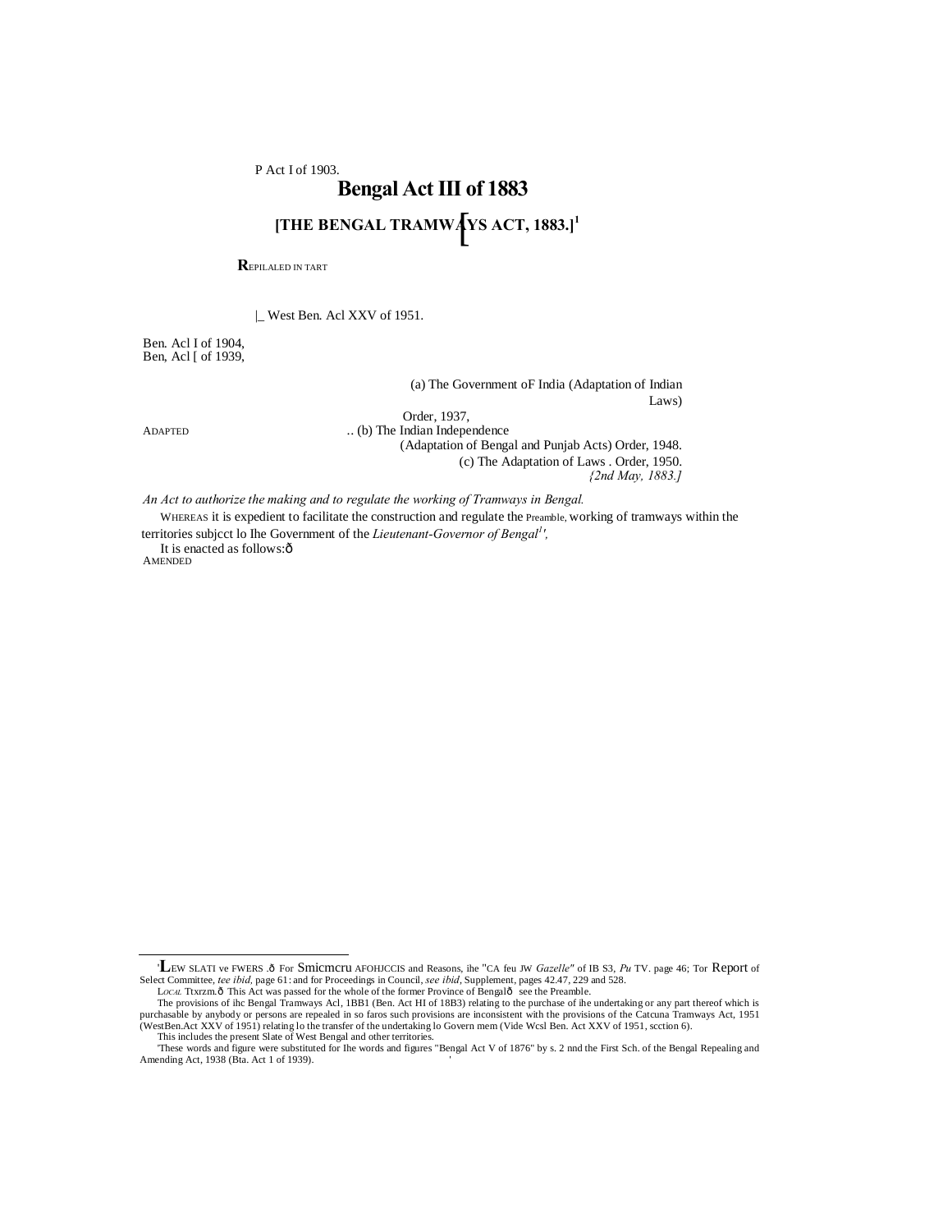P Act I of 1903.

# Bengal Act III of 1883

## [THE BENGAL TRAMWAYS ACT, 1883.][1]

REPILALED IN TART

|_ West Ben. Acl XXV of 1951.

Ben. Acl I of 1904,
Ben, Acl [ of 1939,

ADAPTED .. (a) The Government oF India (Adaptation of Indian Laws) Order, 1937,
(b) The Indian Independence (Adaptation of Bengal and Punjab Acts) Order, 1948.
(c) The Adaptation of Laws . Order, 1950.

*{2nd May, 1883.]*

*An Act to authorize the making and to regulate the working of Tramways in Bengal.*

Preamble. WHEREAS it is expedient to facilitate the construction and regulate the working of tramways within the territories subjcct lo Ihe Government of the *Lieutenant-Governor of Bengal*[1],

It is enacted as follows:ð

AMENDED

---

[1] LEW SLATI ve FWERS .ð For Smicmcru AFOHJCCIS and Reasons, ihe "CA feu JW *Gazelle"* of IB S3, *Pu* TV. page 46; Tor Report of Select Committee, *tee ibid*, page 61: and for Proceedings in Council, *see ibid*, Supplement, pages 42.47, 229 and 528.

LOCAL Ttxrzm.ð This Act was passed for the whole of the former Province of Bengalð see the Preamble.

The provisions of ihc Bengal Tramways Acl, 1BB1 (Ben. Act HI of 18B3) relating to the purchase of ihe undertaking or any part thereof which is purchasable by anybody or persons are repealed in so faros such provisions are inconsistent with the provisions of the Catcuna Tramways Act, 1951 (WestBen.Act XXV of 1951) relating lo the transfer of the undertaking lo Govern mem (Vide Wcsl Ben. Act XXV of 1951, scction 6).

This includes the present Slate of West Bengal and other territories.

'These words and figure were substituted for Ihe words and figures "Bengal Act V of 1876" by s. 2 nnd the First Sch. of the Bengal Repealing and Amending Act, 1938 (Bta. Act 1 of 1939).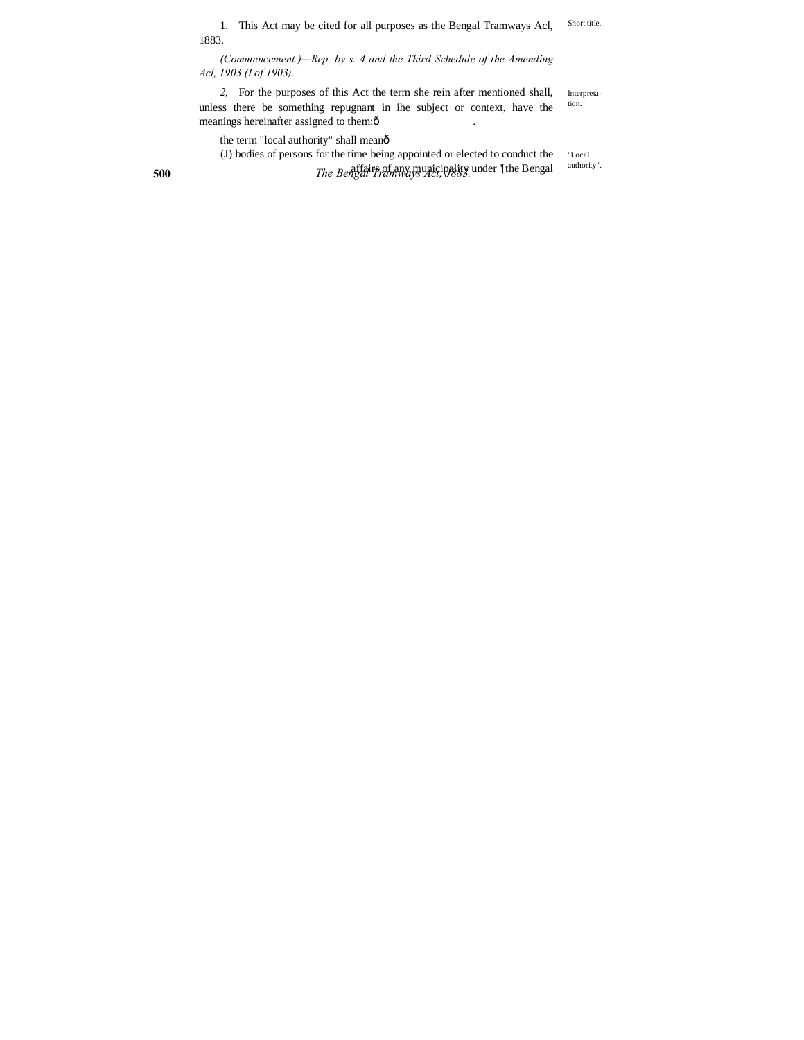1. This Act may be cited for all purposes as the Bengal Tramways Acl, 1883.

Short title.

*(Commencement.)—Rep. by s. 4 and the Third Schedule of the Amending Acl, 1903 (I of 1903).*

*2,* For the purposes of this Act the term she rein after mentioned shall, unless there be something repugnant in ihe subject or context, have the meanings hereinafter assigned to them:ð .

Interpreta-tion.

the term "local authority" shall meanð

(J) bodies of persons for the time being appointed or elected to conduct the affairs of any municipality under '[the Bengal

"Local authority".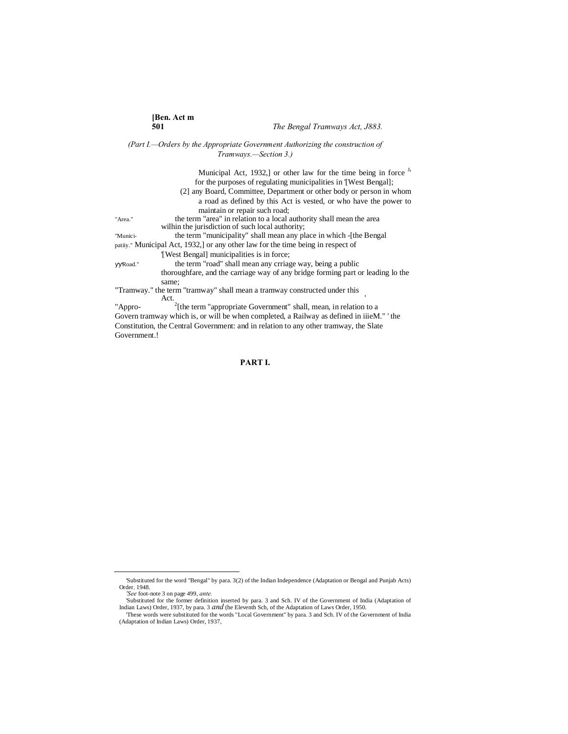(Part I.—Orders by the Appropriate Government Authorizing the construction of Tramways.—Section 3.)

Municipal Act, 1932,] or other law for the time being in force [1], for the purposes of regulating municipalities in '[West Bengal];

(2] any Board, Committee, Department or other body or person in whom a road as defined by this Act is vested, or who have the power to maintain or repair such road;

"Area." the term "area" in relation to a local authority shall mean the area wilhin the jurisdiction of such local authority;

"Municipatiiy." the term "municipality" shall mean any place in which -[the Bengal Municipal Act, 1932,] or any other law for the time being in respect of '[West Bengal] municipalities is in force;

"Road." the term "road" shall mean any crriage way, being a public thoroughfare, and the carriage way of any bridge forming part or leading lo the same;

"Tramway." the term "tramway" shall mean a tramway constructed under this Act.

"Appro-Govern [2][the term "appropriate Government" shall, mean, in relation to a tramway which is, or will be when completed, a Railway as defined in iiieM." ' the Constitution, the Central Government: and in relation to any other tramway, the Slate Government.!

**PART I.**

---

'Substituted for the word "Bengal" by para. 3(2) of the Indian Independence (Adaptation or Bengal and Punjab Acts) Order. 1948.

*'See* foot-note 3 on page 499, *ante.*

'Substituted for the former definition inserted by para. 3 and Sch. IV of the Government of India (Adaptation of Indian Laws) Order, 1937, by para. 3 *and* (he Eleventh Sch, of the Adaptation of Laws Order, 1950.

'These words were substituted for the words "Local Government" by para. 3 and Sch. IV of the Government of India (Adaptation of Indian Laws) Order, 1937,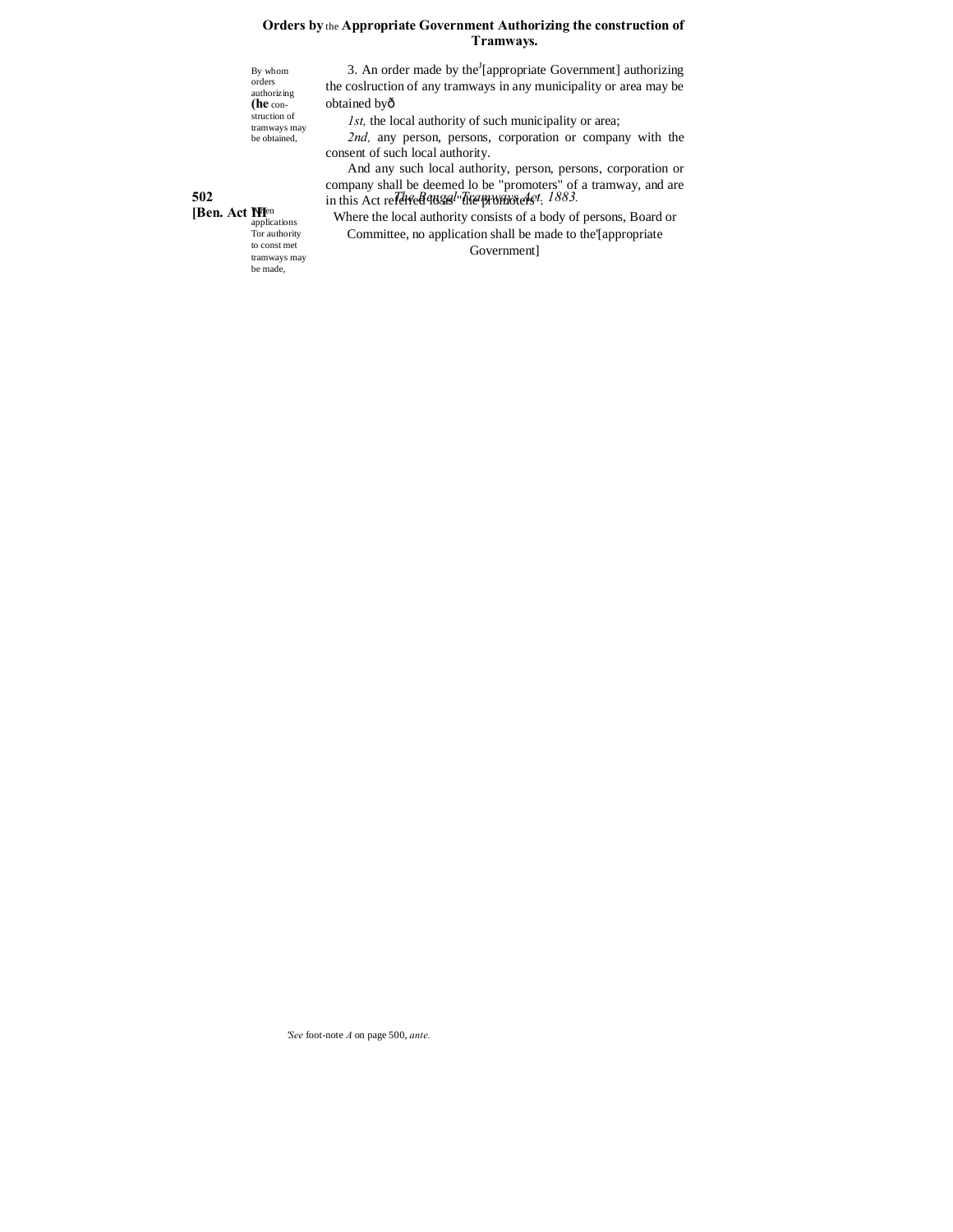## Orders by the Appropriate Government Authorizing the construction of Tramways.

By whom orders authorizing the construction of tramways may be obtained,

3. An order made by the[1][appropriate Government] authorizing the coslruction of any tramways in any municipality or area may be obtained byð

*1st,* the local authority of such municipality or area;

*2nd,* any person, persons, corporation or company with the consent of such local authority.

And any such local authority, person, persons, corporation or company shall be deemed lo be "promoters" of a tramway, and are in this Act referred to as "the promoters".

When applications Tor authority to const met tramways may be made,

Where the local authority consists of a body of persons, Board or Committee, no application shall be made to the'[appropriate Government]

'*See* foot-note *A* on page 500, *ante.*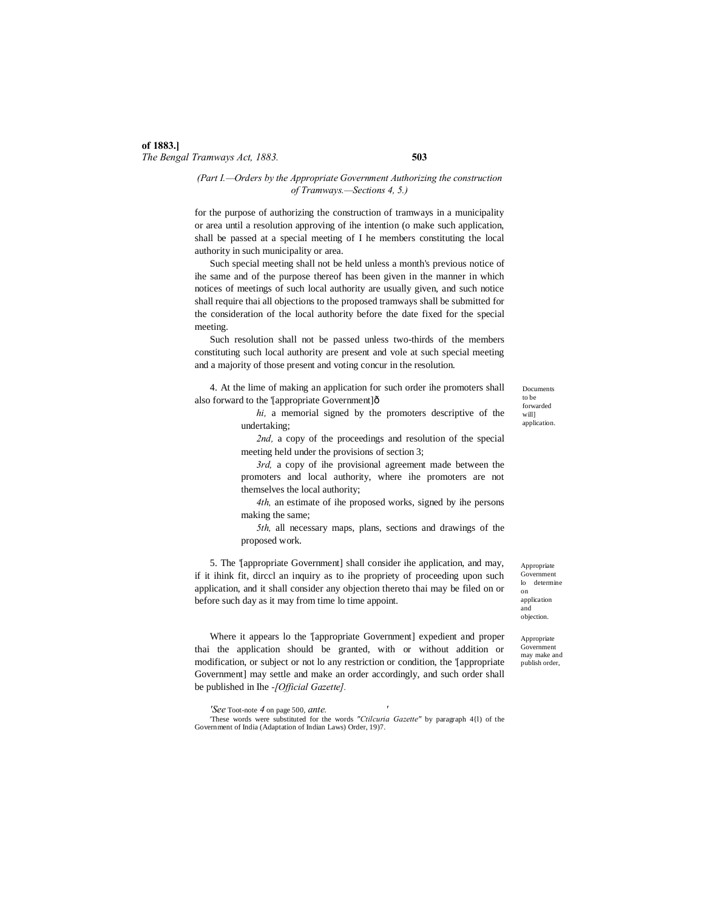(Part I.—Orders by the Appropriate Government Authorizing the construction of Tramways.—Sections 4, 5.)

for the purpose of authorizing the construction of tramways in a municipality or area until a resolution approving of ihe intention (o make such application, shall be passed at a special meeting of I he members constituting the local authority in such municipality or area.

Such special meeting shall not be held unless a month's previous notice of ihe same and of the purpose thereof has been given in the manner in which notices of meetings of such local authority are usually given, and such notice shall require thai all objections to the proposed tramways shall be submitted for the consideration of the local authority before the date fixed for the special meeting.

Such resolution shall not be passed unless two-thirds of the members constituting such local authority are present and vole at such special meeting and a majority of those present and voting concur in the resolution.

Documents to be forwarded will] application.

4. At the lime of making an application for such order ihe promoters shall also forward to the '[appropriate Government]ð

> *hi,* a memorial signed by the promoters descriptive of the undertaking;
>
> *2nd,* a copy of the proceedings and resolution of the special meeting held under the provisions of section 3;
>
> *3rd,* a copy of ihe provisional agreement made between the promoters and local authority, where ihe promoters are not themselves the local authority;
>
> *4th,* an estimate of ihe proposed works, signed by ihe persons making the same;
>
> *5th,* all necessary maps, plans, sections and drawings of the proposed work.

Appropriate Government lo determine on application and objection.

5. The '[appropriate Government] shall consider ihe application, and may, if it ihink fit, dirccl an inquiry as to ihe propriety of proceeding upon such application, and it shall consider any objection thereto thai may be filed on or before such day as it may from time lo time appoint.

Appropriate Government may make and publish order,

Where it appears lo the '[appropriate Government] expedient and proper thai the application should be granted, with or without addition or modification, or subject or not lo any restriction or condition, the '[appropriate Government] may settle and make an order accordingly, and such order shall be published in Ihe -*[Official Gazette].*

*'See* Toot-note *4* on page 500, *ante.*

'These words were substituted for the words *"Ctilcuria Gazette"* by paragraph 4{l) of the Government of India (Adaptation of Indian Laws) Order, 19)7.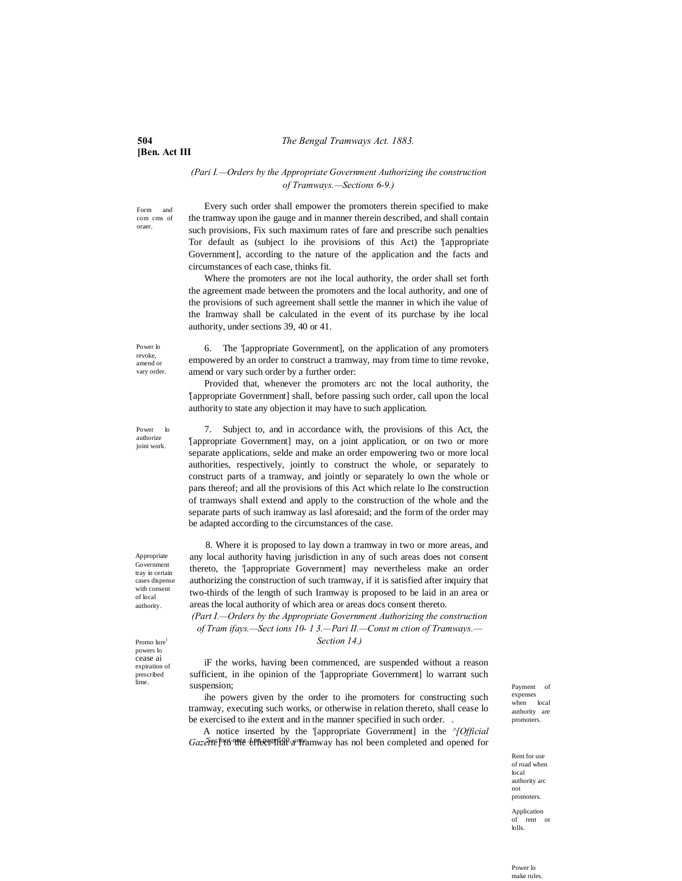*(Pari I.—Orders by the Appropriate Government Authorizing ihe construction of Tramways.—Sections 6-9.)*

Form and com cms of oraer.

Every such order shall empower the promoters therein specified to make the tramway upon ihe gauge and in manner therein described, and shall contain such provisions, Fix such maximum rates of fare and prescribe such penalties Tor default as (subject lo ihe provisions of this Act) the '[appropriate Government], according to the nature of the application and the facts and circumstances of each case, thinks fit.

Where the promoters are not ihe local authority, the order shall set forth the agreement made between the promoters and the local authority, and one of the provisions of such agreement shall settle the manner in which ihe value of the Iramway shall be calculated in the event of its purchase by ihe local authority, under sections 39, 40 or 41.

Power lo revoke, amend or vary order.

6. The '[appropriate Government], on the application of any promoters empowered by an order to construct a tramway, may from time to time revoke, amend or vary such order by a further order:

Provided that, whenever the promoters arc not the local authority, the '[appropriate Government] shall, before passing such order, call upon the local authority to state any objection it may have to such application.

Power lo authorize joint work.

7. Subject to, and in accordance with, the provisions of this Act, the '[appropriate Government] may, on a joint application, or on two or more separate applications, selde and make an order empowering two or more local authorities, respectively, jointly to construct the whole, or separately to construct parts of a tramway, and jointly or separately lo own the whole or pans thereof; and all the provisions of this Act which relate lo Ihe construction of tramways shall extend and apply to the construction of the whole and the separate parts of such iramway as lasl aforesaid; and the form of the order may be adapted according to the circumstances of the case.

Appropriate Government tray in certain cases dispense with consent of local authority.

8. Where it is proposed to lay down a tramway in two or more areas, and any local authority having jurisdiction in any of such areas does not consent thereto, the '[appropriate Government] may nevertheless make an order authorizing the construction of such tramway, if it is satisfied after inquiry that two-thirds of the length of such Iramway is proposed to be laid in an area or areas the local authority of which area or areas docs consent thereto.

*(Part I.—Orders by the Appropriate Government Authorizing the construction of Tram ifays.—Sect ions 10- 1 3.—Pari II.—Const m ction of Tramways.—Section 14.)*

Promo lure[1] powers lo cease ai expiration of prescribed lime.

iF the works, having been commenced, are suspended without a reason sufficient, in ihe opinion of the '[appropriate Government] lo warrant such suspension;

ihe powers given by the order to ihe promoters for constructing such tramway, executing such works, or otherwise in relation thereto, shall cease lo be exercised to ihe extent and in the manner specified in such order. .

A notice inserted by the '[appropriate Government] in the ^*[Official Gazette*] to the effect that a Iramway has nol been completed and opened for

Payment of expenses when local authority are promoters.

Rent for use of road when local authority arc not promoters.

Application of rent or lolls.

Power lo make rules.

'See foot-note 4 on page 500, *ante*.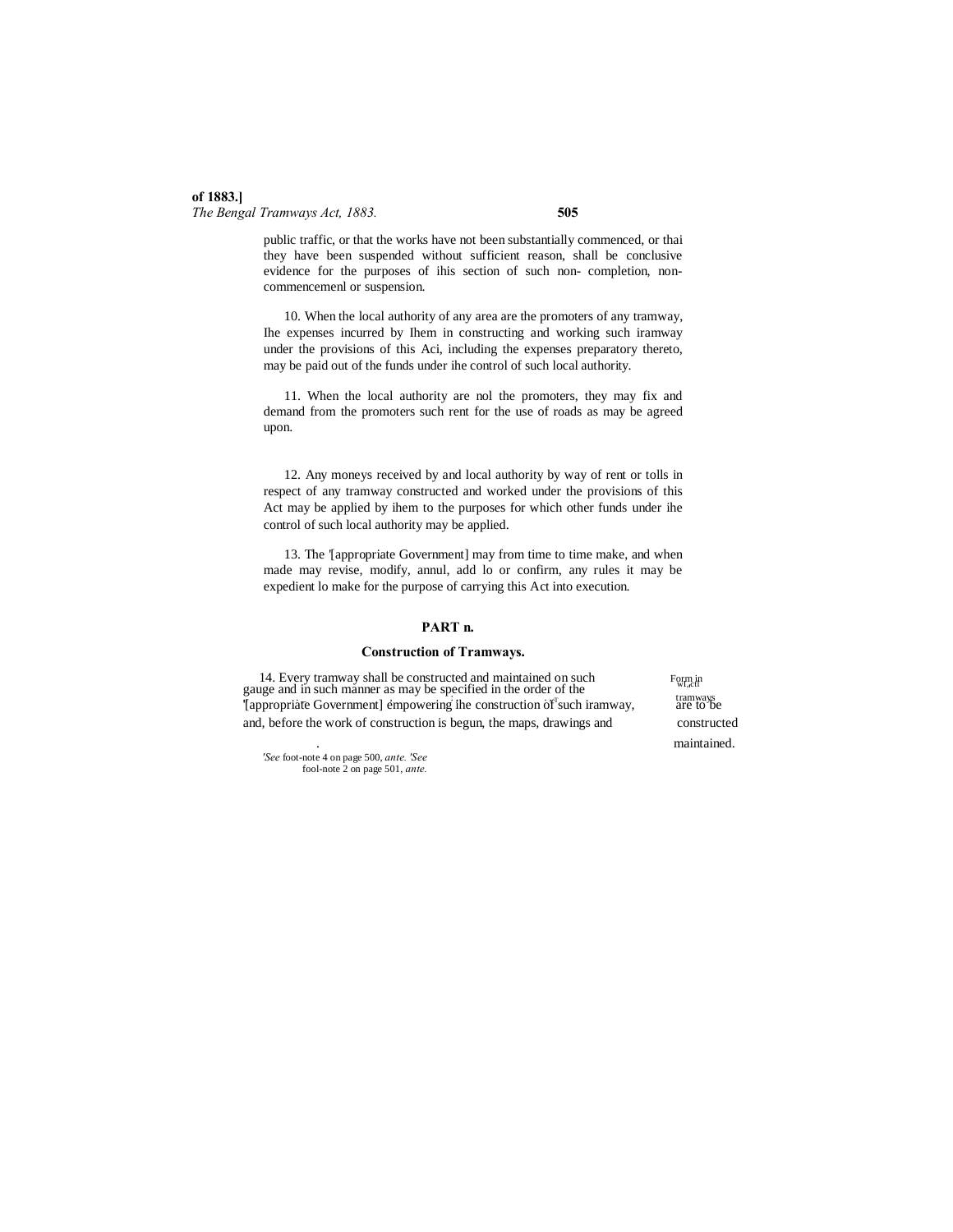public traffic, or that the works have not been substantially commenced, or thai they have been suspended without sufficient reason, shall be conclusive evidence for the purposes of ihis section of such non- completion, non-commencemenl or suspension.

10. When the local authority of any area are the promoters of any tramway, Ihe expenses incurred by Ihem in constructing and working such iramway under the provisions of this Aci, including the expenses preparatory thereto, may be paid out of the funds under ihe control of such local authority.

11. When the local authority are nol the promoters, they may fix and demand from the promoters such rent for the use of roads as may be agreed upon.

12. Any moneys received by and local authority by way of rent or tolls in respect of any tramway constructed and worked under the provisions of this Act may be applied by ihem to the purposes for which other funds under ihe control of such local authority may be applied.

13. The [1][appropriate Government] may from time to time make, and when made may revise, modify, annul, add lo or confirm, any rules it may be expedient lo make for the purpose of carrying this Act into execution.

## PART n.

### Construction of Tramways.

Form in which tramways are to be constructed maintained.

14. Every tramway shall be constructed and maintained on such gauge and in such manner as may be specified in the order of the [1][appropriate Government] empowering the construction of such iramway, and, before the work of construction is begun, the maps, drawings and

[1]See foot-note 4 on page 500, *ante*. [1]See fool-note 2 on page 501, *ante.*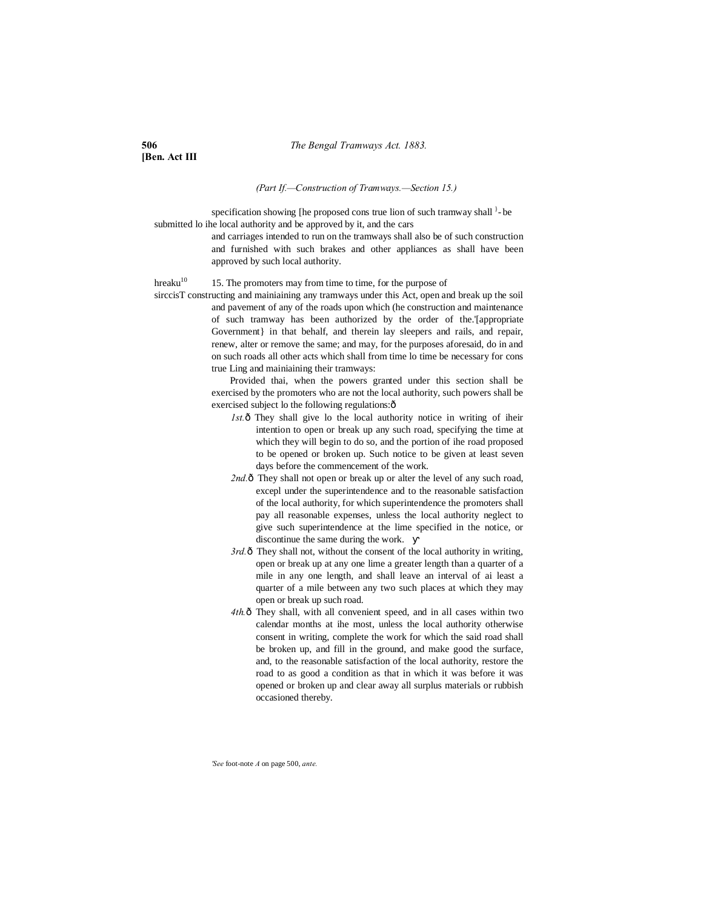(Part If.—Construction of Tramways.—Section 15.)

specification showing [he proposed cons true lion of such tramway shall [} ]- be submitted lo ihe local authority and be approved by it, and the cars and carriages intended to run on the tramways shall also be of such construction and furnished with such brakes and other appliances as shall have been approved by such local authority.

hreaku[10] sirccisT

15. The promoters may from time to time, for the purpose of constructing and mainiaining any tramways under this Act, open and break up the soil and pavement of any of the roads upon which (he construction and maintenance of such tramway has been authorized by the order of the.'[appropriate Government} in that behalf, and therein lay sleepers and rails, and repair, renew, alter or remove the same; and may, for the purposes aforesaid, do in and on such roads all other acts which shall from time lo time be necessary for cons true Ling and mainiaining their tramways:

Provided thai, when the powers granted under this section shall be exercised by the promoters who are not the local authority, such powers shall be exercised subject lo the following regulations:—

*1st.*— They shall give lo the local authority notice in writing of iheir intention to open or break up any such road, specifying the time at which they will begin to do so, and the portion of ihe road proposed to be opened or broken up. Such notice to be given at least seven days before the commencement of the work.

*2nd.*— They shall not open or break up or alter the level of any such road, excepl under the superintendence and to the reasonable satisfaction of the local authority, for which superintendence the promoters shall pay all reasonable expenses, unless the local authority neglect to give such superintendence at the lime specified in the notice, or discontinue the same during the work.

*3rd.*— They shall not, without the consent of the local authority in writing, open or break up at any one lime a greater length than a quarter of a mile in any one length, and shall leave an interval of ai least a quarter of a mile between any two such places at which they may open or break up such road.

*4th.*— They shall, with all convenient speed, and in all cases within two calendar months at the most, unless the local authority otherwise consent in writing, complete the work for which the said road shall be broken up, and fill in the ground, and make good the surface, and, to the reasonable satisfaction of the local authority, restore the road to as good a condition as that in which it was before it was opened or broken up and clear away all surplus materials or rubbish occasioned thereby.

'*See* foot-note *A* on page 500, *ante.*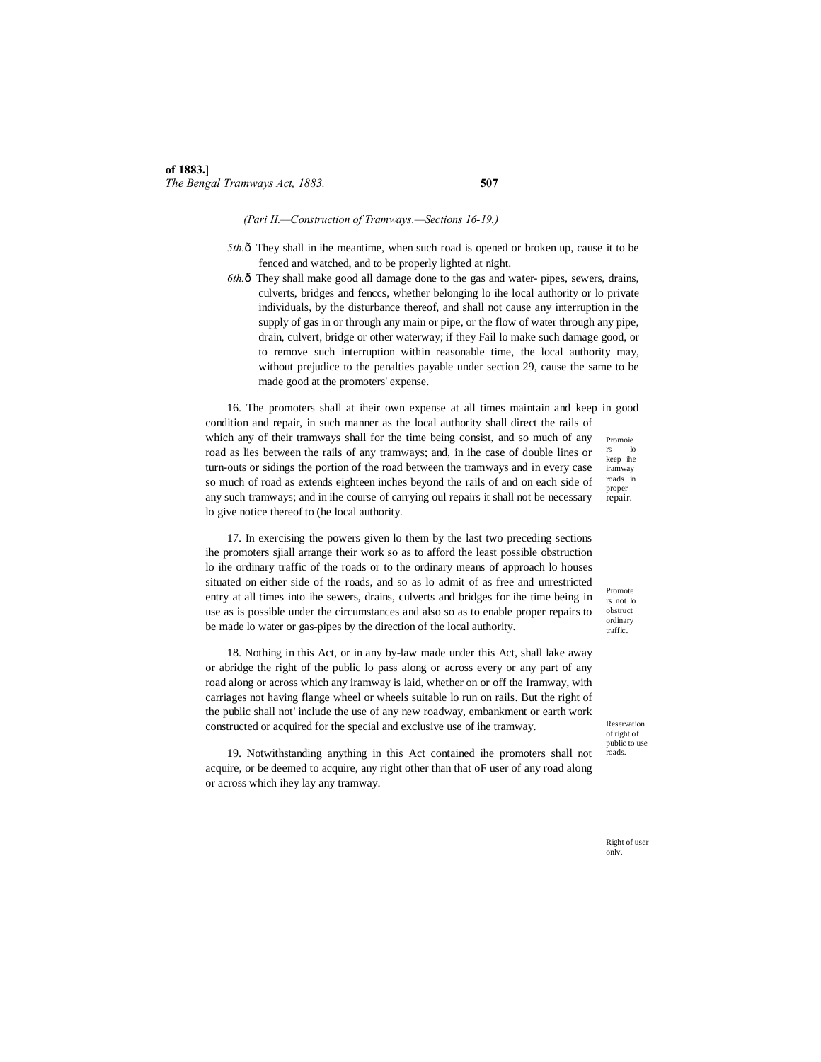*(Pari II.—Construction of Tramways.—Sections 16-19.)*

*5th.*ô They shall in ihe meantime, when such road is opened or broken up, cause it to be fenced and watched, and to be properly lighted at night.

*6th.*ô They shall make good all damage done to the gas and water- pipes, sewers, drains, culverts, bridges and fenccs, whether belonging lo ihe local authority or lo private individuals, by the disturbance thereof, and shall not cause any interruption in the supply of gas in or through any main or pipe, or the flow of water through any pipe, drain, culvert, bridge or other waterway; if they Fail lo make such damage good, or to remove such interruption within reasonable time, the local authority may, without prejudice to the penalties payable under section 29, cause the same to be made good at the promoters' expense.

Promoiers lo keep ihe iramway roads in proper repair.

16. The promoters shall at iheir own expense at all times maintain and keep in good condition and repair, in such manner as the local authority shall direct the rails of which any of their tramways shall for the time being consist, and so much of any road as lies between the rails of any tramways; and, in ihe case of double lines or turn-outs or sidings the portion of the road between the tramways and in every case so much of road as extends eighteen inches beyond the rails of and on each side of any such tramways; and in ihe course of carrying oul repairs it shall not be necessary lo give notice thereof to (he local authority.

Promoters not lo obstruct ordinary traffic.

17. In exercising the powers given lo them by the last two preceding sections ihe promoters sjiall arrange their work so as to afford the least possible obstruction lo ihe ordinary traffic of the roads or to the ordinary means of approach lo houses situated on either side of the roads, and so as lo admit of as free and unrestricted entry at all times into ihe sewers, drains, culverts and bridges for ihe time being in use as is possible under the circumstances and also so as to enable proper repairs to be made lo water or gas-pipes by the direction of the local authority.

Reservation of right of public to use roads.

18. Nothing in this Act, or in any by-law made under this Act, shall lake away or abridge the right of the public lo pass along or across every or any part of any road along or across which any iramway is laid, whether on or off the Iramway, with carriages not having flange wheel or wheels suitable lo run on rails. But the right of the public shall not' include the use of any new roadway, embankment or earth work constructed or acquired for the special and exclusive use of ihe tramway.

Right of user onlv.

19. Notwithstanding anything in this Act contained ihe promoters shall not acquire, or be deemed to acquire, any right other than that oF user of any road along or across which ihey lay any tramway.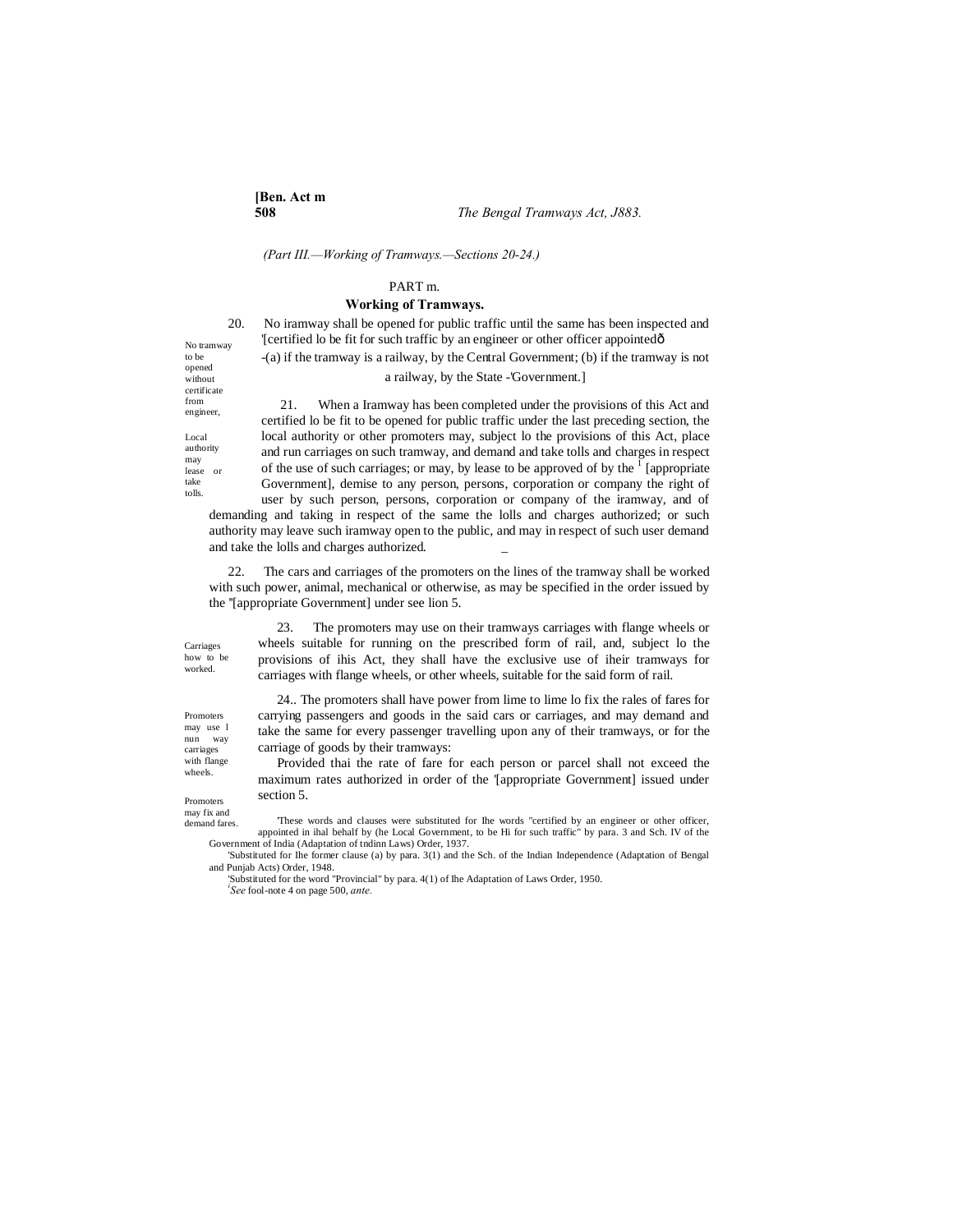(Part III.—Working of Tramways.—Sections 20-24.)

PART m.

## Working of Tramways.

No tramway to be opened without certificate from engineer,

20. No iramway shall be opened for public traffic until the same has been inspected and '[certified lo be fit for such traffic by an engineer or other officer appointedð -(a) if the tramway is a railway, by the Central Government; (b) if the tramway is not a railway, by the State -'Government.]

Local authority may lease or take tolls.

21. When a Iramway has been completed under the provisions of this Act and certified lo be fit to be opened for public traffic under the last preceding section, the local authority or other promoters may, subject lo the provisions of this Act, place and run carriages on such tramway, and demand and take tolls and charges in respect of the use of such carriages; or may, by lease to be approved of by the [1] [appropriate Government], demise to any person, persons, corporation or company the right of user by such person, persons, corporation or company of the iramway, and of demanding and taking in respect of the same the lolls and charges authorized; or such authority may leave such iramway open to the public, and may in respect of such user demand and take the lolls and charges authorized.

Carriages how to be worked.

22. The cars and carriages of the promoters on the lines of the tramway shall be worked with such power, animal, mechanical or otherwise, as may be specified in the order issued by the "[appropriate Government] under see lion 5.

Promoters may use l nun way carriages with flange wheels.

23. The promoters may use on their tramways carriages with flange wheels or wheels suitable for running on the prescribed form of rail, and, subject lo the provisions of ihis Act, they shall have the exclusive use of iheir tramways for carriages with flange wheels, or other wheels, suitable for the said form of rail.

Promoters may fix and demand fares.

24.. The promoters shall have power from lime to lime lo fix the rales of fares for carrying passengers and goods in the said cars or carriages, and may demand and take the same for every passenger travelling upon any of their tramways, or for the carriage of goods by their tramways:

Provided thai the rate of fare for each person or parcel shall not exceed the maximum rates authorized in order of the '[appropriate Government] issued under section 5.

'These words and clauses were substituted for Ihe words "certified by an engineer or other officer, appointed in ihal behalf by (he Local Government, to be Hi for such traffic" by para. 3 and Sch. IV of the Government of India (Adaptation of tndinn Laws) Order, 1937.

'Substituted for Ihe former clause (a) by para. 3(1) and the Sch. of the Indian Independence (Adaptation of Bengal and Punjab Acts) Order, 1948.

'Substituted for the word "Provincial" by para. 4(1) of Ihe Adaptation of Laws Order, 1950.

[i] *See* fool-note 4 on page 500, *ante.*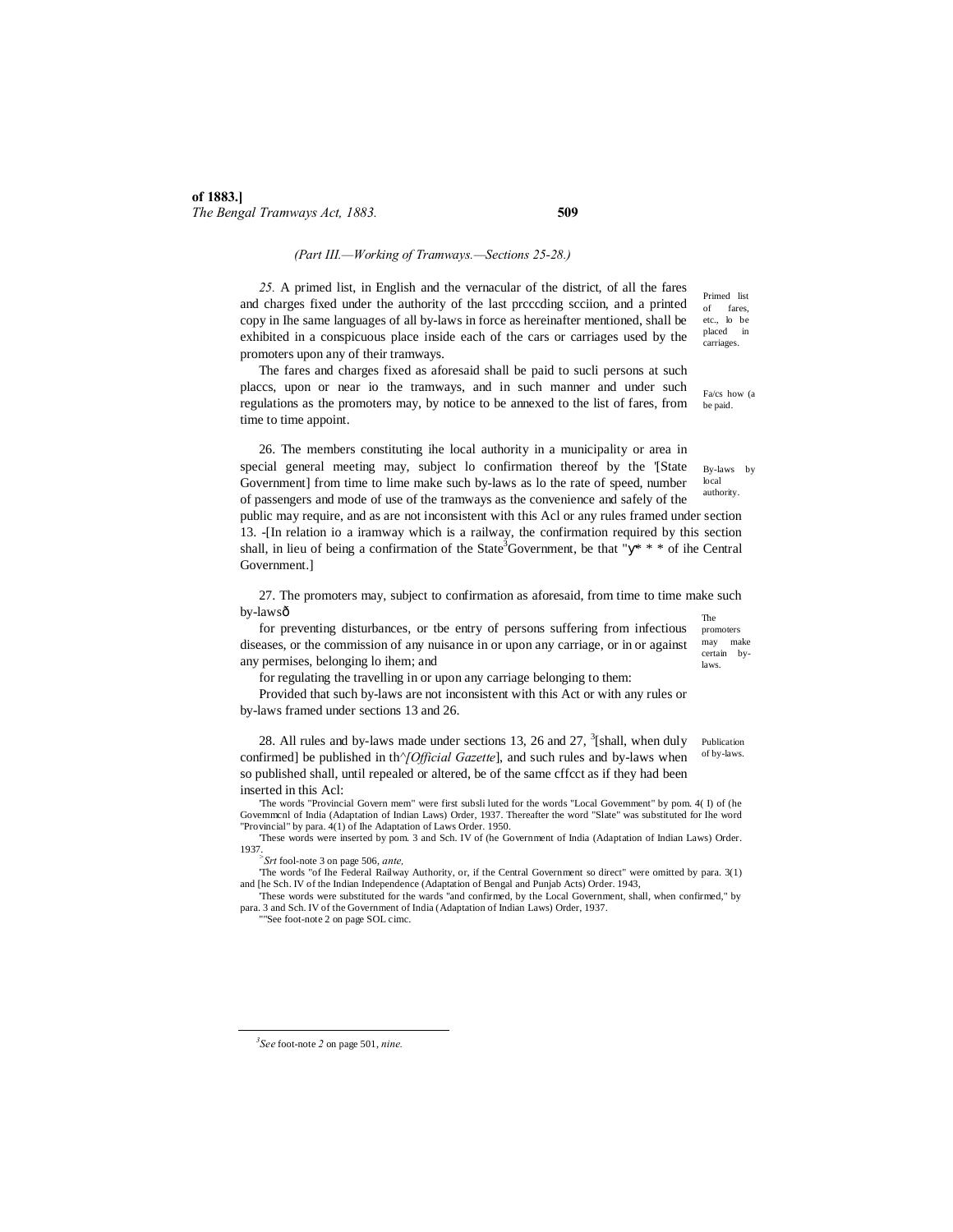(Part III.—Working of Tramways.—Sections 25-28.)

*25.* A primed list, in English and the vernacular of the district, of all the fares and charges fixed under the authority of the last prcccding scciion, and a printed copy in Ihe same languages of all by-laws in force as hereinafter mentioned, shall be exhibited in a conspicuous place inside each of the cars or carriages used by the promoters upon any of their tramways.

Primed list of fares, etc., lo be placed in carriages.

The fares and charges fixed as aforesaid shall be paid to sucli persons at such placcs, upon or near io the tramways, and in such manner and under such regulations as the promoters may, by notice to be annexed to the list of fares, from time to time appoint.

Fa/cs how (a be paid.

26. The members constituting ihe local authority in a municipality or area in special general meeting may, subject lo confirmation thereof by the '[State Government] from time to lime make such by-laws as lo the rate of speed, number of passengers and mode of use of the tramways as the convenience and safely of the public may require, and as are not inconsistent with this Acl or any rules framed under section 13. -[In relation io a iramway which is a railway, the confirmation required by this section shall, in lieu of being a confirmation of the State[3]Government, be that "y* * * of ihe Central Government.]

By-laws by local authority.

27. The promoters may, subject to confirmation as aforesaid, from time to time make such by-lawsô

for preventing disturbances, or tbe entry of persons suffering from infectious diseases, or the commission of any nuisance in or upon any carriage, or in or against any permises, belonging lo ihem; and

for regulating the travelling in or upon any carriage belonging to them:

Provided that such by-laws are not inconsistent with this Act or with any rules or by-laws framed under sections 13 and 26.

The promoters may make certain by-laws.

28. All rules and by-laws made under sections 13, 26 and 27, [3][shall, when duly confirmed] be published in th^*[Official Gazette*], and such rules and by-laws when so published shall, until repealed or altered, be of the same cffcct as if they had been inserted in this Acl:

Publication of by-laws.

'The words "Provincial Govern mem" were first subsli luted for the words "Local Government" by pom. 4( I) of (he Governmcnl of India (Adaptation of Indian Laws) Order, 1937. Thereafter the word "Slate" was substituted for Ihe word "Provincial" by para. 4(1) of Ihe Adaptation of Laws Order. 1950.

'These words were inserted by pom. 3 and Sch. IV of (he Government of India (Adaptation of Indian Laws) Order. 1937.

[>]*Srt* fool-note 3 on page 506, *ante,*

'The words "of Ihe Federal Railway Authority, or, if the Central Government so direct" were omitted by para. 3(1) and [he Sch. IV of the Indian Independence (Adaptation of Bengal and Punjab Acts) Order. 1943,

'These words were substituted for the wards "and confirmed, by the Local Government, shall, when confirmed," by para. 3 and Sch. IV of the Government of India (Adaptation of Indian Laws) Order, 1937.

""See foot-note 2 on page SOL cimc.

[3]*See* foot-note *2* on page 501, *nine.*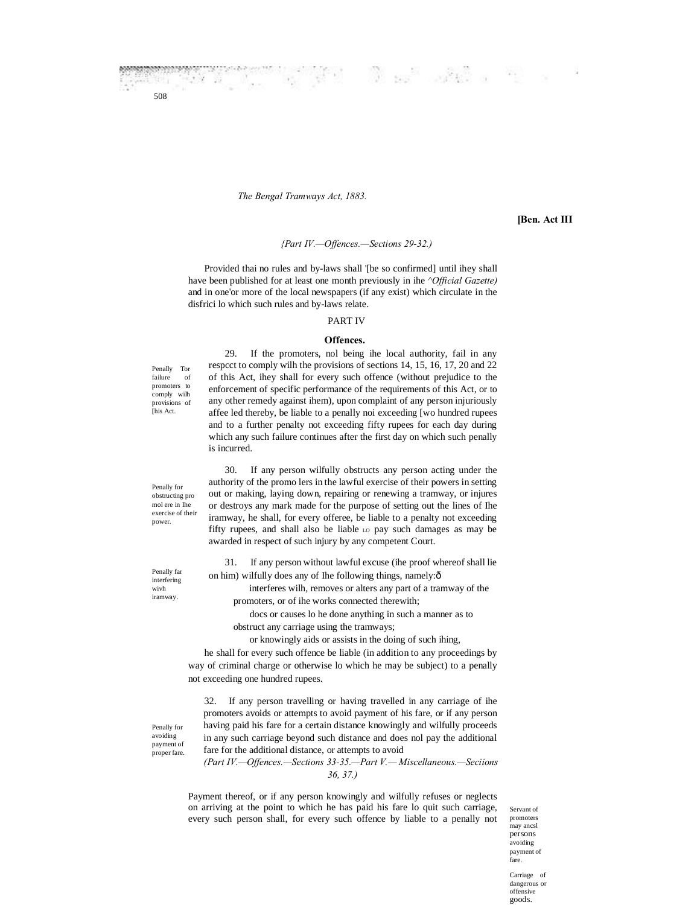*{Part IV.—Offences.—Sections 29-32.)*

Provided thai no rules and by-laws shall '[be so confirmed] until ihey shall have been published for at least one month previously in ihe *^Official Gazette)* and in one'or more of the local newspapers (if any exist) which circulate in the disfrici lo which such rules and by-laws relate.

PART IV

**Offences.**

Penally Tor failure of promoters to comply wilh provisions of [his Act.

29. If the promoters, nol being ihe local authority, fail in any respcct to comply wilh the provisions of sections 14, 15, 16, 17, 20 and 22 of this Act, ihey shall for every such offence (without prejudice to the enforcement of specific performance of the requirements of this Act, or to any other remedy against ihem), upon complaint of any person injuriously affee led thereby, be liable to a penally noi exceeding [wo hundred rupees and to a further penalty not exceeding fifty rupees for each day during which any such failure continues after the first day on which such penally is incurred.

Penally for obstructing pro mol ere in Ihe exercise of their power.

30. If any person wilfully obstructs any person acting under the authority of the promo lers in the lawful exercise of their powers in setting out or making, laying down, repairing or renewing a tramway, or injures or destroys any mark made for the purpose of setting out the lines of Ihe iramway, he shall, for every offeree, be liable to a penalty not exceeding fifty rupees, and shall also be liable LO pay such damages as may be awarded in respect of such injury by any competent Court.

Penally far interfering wivh iramway.

31. If any person without lawful excuse (ihe proof whereof shall lie on him) wilfully does any of Ihe following things, namely:ð

interferes wilh, removes or alters any part of a tramway of the promoters, or of ihe works connected therewith;

docs or causes lo he done anything in such a manner as to obstruct any carriage using the tramways;

or knowingly aids or assists in the doing of such ihing,

he shall for every such offence be liable (in addition to any proceedings by way of criminal charge or otherwise lo which he may be subject) to a penally not exceeding one hundred rupees.

Penally for avoiding payment of proper fare.

32. If any person travelling or having travelled in any carriage of ihe promoters avoids or attempts to avoid payment of his fare, or if any person having paid his fare for a certain distance knowingly and wilfully proceeds in any such carriage beyond such distance and does nol pay the additional fare for the additional distance, or attempts to avoid

*(Part IV.—Offences.—Sections 33-35.—Part V.— Miscellaneous.—Seciions 36, 37.)*

Payment thereof, or if any person knowingly and wilfully refuses or neglects on arriving at the point to which he has paid his fare lo quit such carriage, every such person shall, for every such offence by liable to a penally not

Servant of promoters may ancsl persons avoiding payment of fare.

Carriage of dangerous or offensive goods.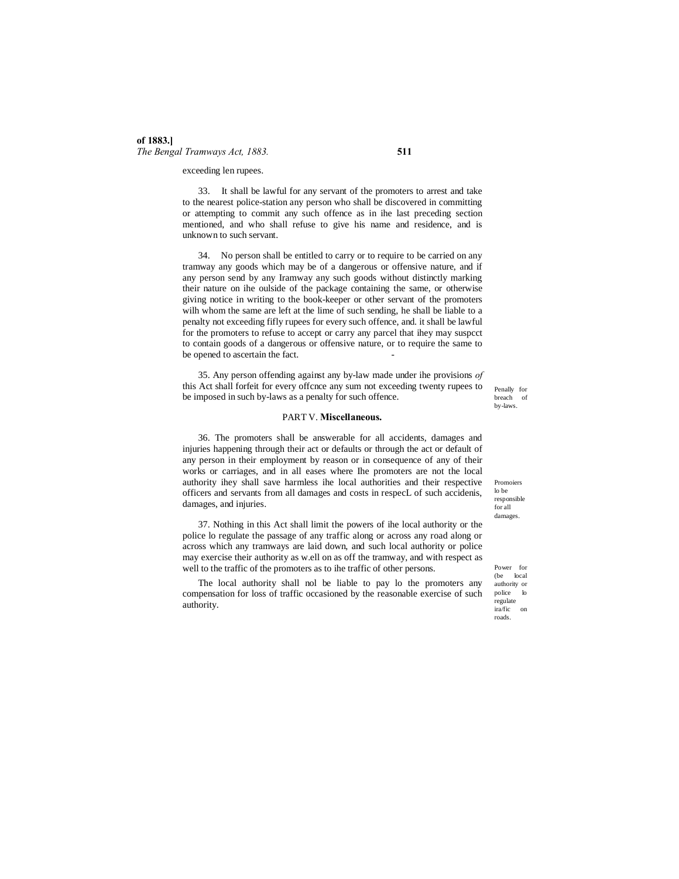exceeding len rupees.

33. It shall be lawful for any servant of the promoters to arrest and take to the nearest police-station any person who shall be discovered in committing or attempting to commit any such offence as in ihe last preceding section mentioned, and who shall refuse to give his name and residence, and is unknown to such servant.

34. No person shall be entitled to carry or to require to be carried on any tramway any goods which may be of a dangerous or offensive nature, and if any person send by any Iramway any such goods without distinctly marking their nature on ihe oulside of the package containing the same, or otherwise giving notice in writing to the book-keeper or other servant of the promoters wilh whom the same are left at the lime of such sending, he shall be liable to a penalty not exceeding fifly rupees for every such offence, and. it shall be lawful for the promoters to refuse to accept or carry any parcel that ihey may suspcct to contain goods of a dangerous or offensive nature, or to require the same to be opened to ascertain the fact.

Penally for breach of by-laws.

35. Any person offending against any by-law made under ihe provisions *of* this Act shall forfeit for every offcnce any sum not exceeding twenty rupees to be imposed in such by-laws as a penalty for such offence.

## PART V. **Miscellaneous.**

Promoiers lo be responsible for all damages.

36. The promoters shall be answerable for all accidents, damages and injuries happening through their act or defaults or through the act or default of any person in their employment by reason or in consequence of any of their works or carriages, and in all eases where Ihe promoters are not the local authority ihey shall save harmless ihe local authorities and their respective officers and servants from all damages and costs in respecL of such accidenis, damages, and injuries.

Power for (be local authority or police lo regulate ira/fic on roads.

37. Nothing in this Act shall limit the powers of ihe local authority or the police lo regulate the passage of any traffic along or across any road along or across which any tramways are laid down, and such local authority or police may exercise their authority as w.ell on as off the tramway, and with respect as well to the traffic of the promoters as to ihe traffic of other persons.

The local authority shall nol be liable to pay lo the promoters any compensation for loss of traffic occasioned by the reasonable exercise of such authority.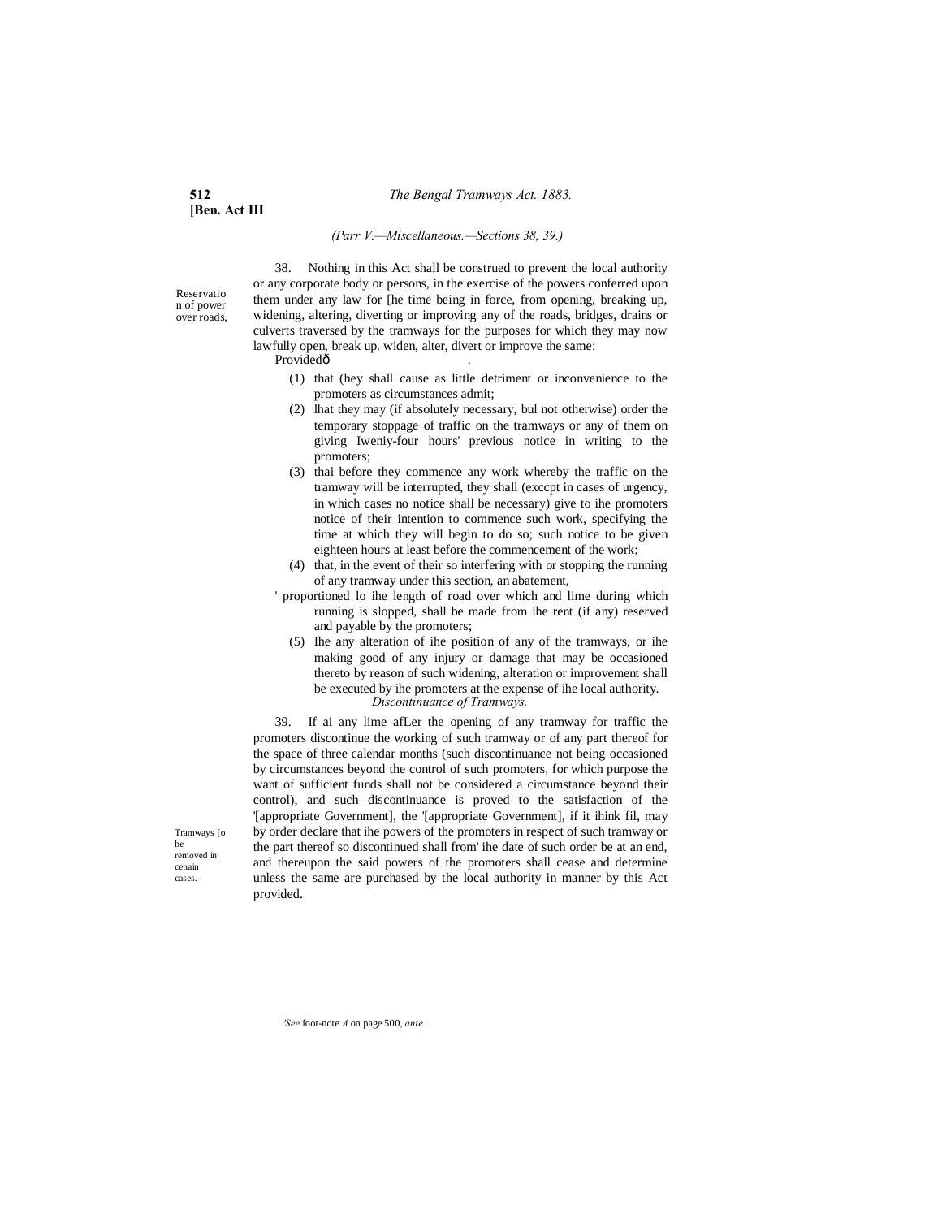*(Parr V.—Miscellaneous.—Sections 38, 39.)*

Reservation of power over roads,

38. Nothing in this Act shall be construed to prevent the local authority or any corporate body or persons, in the exercise of the powers conferred upon them under any law for [he time being in force, from opening, breaking up, widening, altering, diverting or improving any of the roads, bridges, drains or culverts traversed by the tramways for the purposes for which they may now lawfully open, break up. widen, alter, divert or improve the same:

Providedô .

(1) that (hey shall cause as little detriment or inconvenience to the promoters as circumstances admit;

(2) lhat they may (if absolutely necessary, bul not otherwise) order the temporary stoppage of traffic on the tramways or any of them on giving Iweniy-four hours' previous notice in writing to the promoters;

(3) thai before they commence any work whereby the traffic on the tramway will be interrupted, they shall (exccpt in cases of urgency, in which cases no notice shall be necessary) give to ihe promoters notice of their intention to commence such work, specifying the time at which they will begin to do so; such notice to be given eighteen hours at least before the commencement of the work;

(4) that, in the event of their so interfering with or stopping the running of any tramway under this section, an abatement,

' proportioned lo ihe length of road over which and lime during which running is slopped, shall be made from ihe rent (if any) reserved and payable by the promoters;

(5) Ihe any alteration of ihe position of any of the tramways, or ihe making good of any injury or damage that may be occasioned thereto by reason of such widening, alteration or improvement shall be executed by ihe promoters at the expense of ihe local authority.

*Discontinuance of Tramways.*

Tramways [o be removed in cenain cases.

39. If ai any lime afLer the opening of any tramway for traffic the promoters discontinue the working of such tramway or of any part thereof for the space of three calendar months (such discontinuance not being occasioned by circumstances beyond the control of such promoters, for which purpose the want of sufficient funds shall not be considered a circumstance beyond their control), and such discontinuance is proved to the satisfaction of the '[appropriate Government], the '[appropriate Government], if it ihink fil, may by order declare that ihe powers of the promoters in respect of such tramway or the part thereof so discontinued shall from' ihe date of such order be at an end, and thereupon the said powers of the promoters shall cease and determine unless the same are purchased by the local authority in manner by this Act provided.

'*See* foot-note *A* on page 500, *ante.*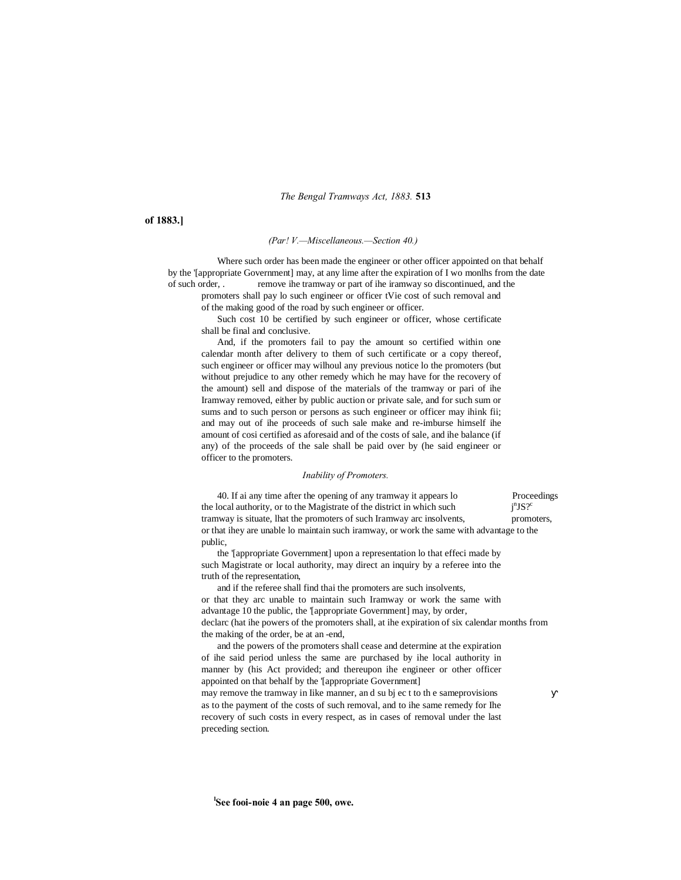*(Part V.—Miscellaneous.—Section 40.)*

Where such order has been made the engineer or other officer appointed on that behalf by the '[appropriate Government] may, at any lime after the expiration of I wo monlhs from the date of such order, . remove ihe tramway or part of ihe iramway so discontinued, and the promoters shall pay lo such engineer or officer tVie cost of such removal and of the making good of the road by such engineer or officer.

Such cost 10 be certified by such engineer or officer, whose certificate shall be final and conclusive.

And, if the promoters fail to pay the amount so certified within one calendar month after delivery to them of such certificate or a copy thereof, such engineer or officer may wilhoul any previous notice lo the promoters (but without prejudice to any other remedy which he may have for the recovery of the amount) sell and dispose of the materials of the tramway or pari of ihe Iramway removed, either by public auction or private sale, and for such sum or sums and to such person or persons as such engineer or officer may ihink fii; and may out of ihe proceeds of such sale make and re-imburse himself ihe amount of cosi certified as aforesaid and of the costs of sale, and ihe balance (if any) of the proceeds of the sale shall be paid over by (he said engineer or officer to the promoters.

*Inability of Promoters.*

Proceedings j[n]JS?[c] promoters,

40. If ai any time after the opening of any tramway it appears lo the local authority, or to the Magistrate of the district in which such tramway is situate, lhat the promoters of such Iramway arc insolvents, or that ihey are unable lo maintain such iramway, or work the same with advantage to the public,

the '[appropriate Government] upon a representation lo that effeci made by such Magistrate or local authority, may direct an inquiry by a referee into the truth of the representation,

and if the referee shall find thai the promoters are such insolvents, or that they arc unable to maintain such Iramway or work the same with advantage 10 the public, the '[appropriate Government] may, by order, declarc (hat ihe powers of the promoters shall, at ihe expiration of six calendar months from the making of the order, be at an -end,

and the powers of the promoters shall cease and determine at the expiration of ihe said period unless the same are purchased by ihe local authority in manner by (his Act provided; and thereupon ihe engineer or other officer appointed on that behalf by the '[appropriate Government] may remove the tramway in Iike manner, an d su bj ec t to th e sameprovisions as to the payment of the costs of such removal, and to ihe same remedy for Ihe recovery of such costs in every respect, as in cases of removal under the last preceding section.

[l]See fooi-noie 4 an page 500, owe.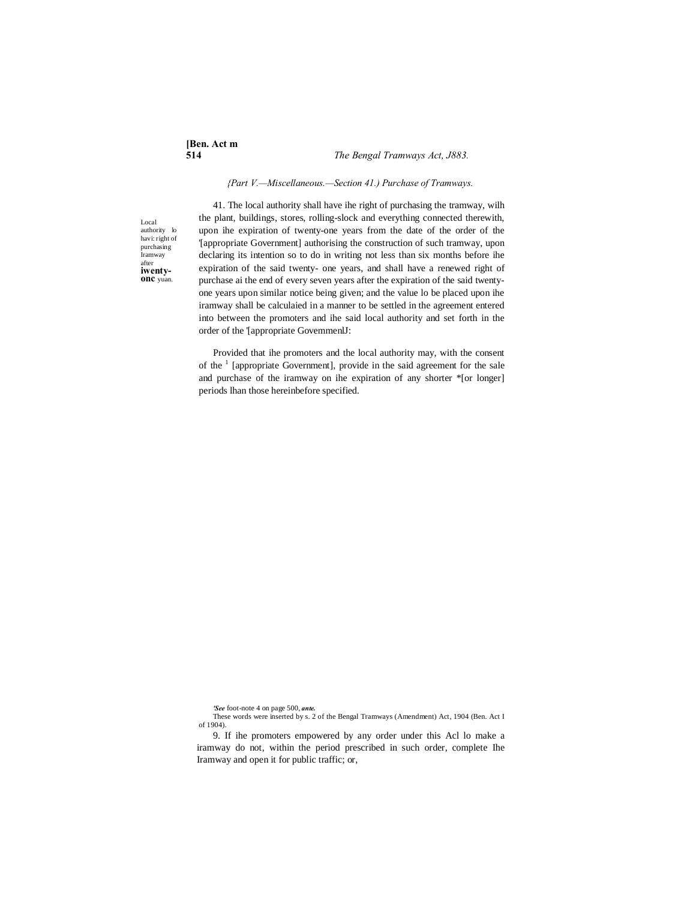*{Part V.—Miscellaneous.—Section 41.) Purchase of Tramways.*

Local authority lo havi: right of purchasing Iramway after **iwenty-onc** yuan.

41. The local authority shall have ihe right of purchasing the tramway, wilh the plant, buildings, stores, rolling-slock and everything connected therewith, upon ihe expiration of twenty-one years from the date of the order of the '[appropriate Government] authorising the construction of such tramway, upon declaring its intention so to do in writing not less than six months before ihe expiration of the said twenty- one years, and shall have a renewed right of purchase ai the end of every seven years after the expiration of the said twenty-one years upon similar notice being given; and the value lo be placed upon ihe iramway shall be calculaied in a manner to be settled in the agreement entered into between the promoters and ihe said local authority and set forth in the order of the '[appropriate GovemmenlJ:

Provided that ihe promoters and the local authority may, with the consent of the [1] [appropriate Government], provide in the said agreement for the sale and purchase of the iramway on ihe expiration of any shorter *[or longer] periods lhan those hereinbefore specified.

***'See*** foot-note 4 on page 500, ***ante.***

These words were inserted by s. 2 of the Bengal Tramways (Amendment) Act, 1904 (Ben. Act I of 1904).

9. If ihe promoters empowered by any order under this Acl lo make a iramway do not, within the period prescribed in such order, complete Ihe Iramway and open it for public traffic; or,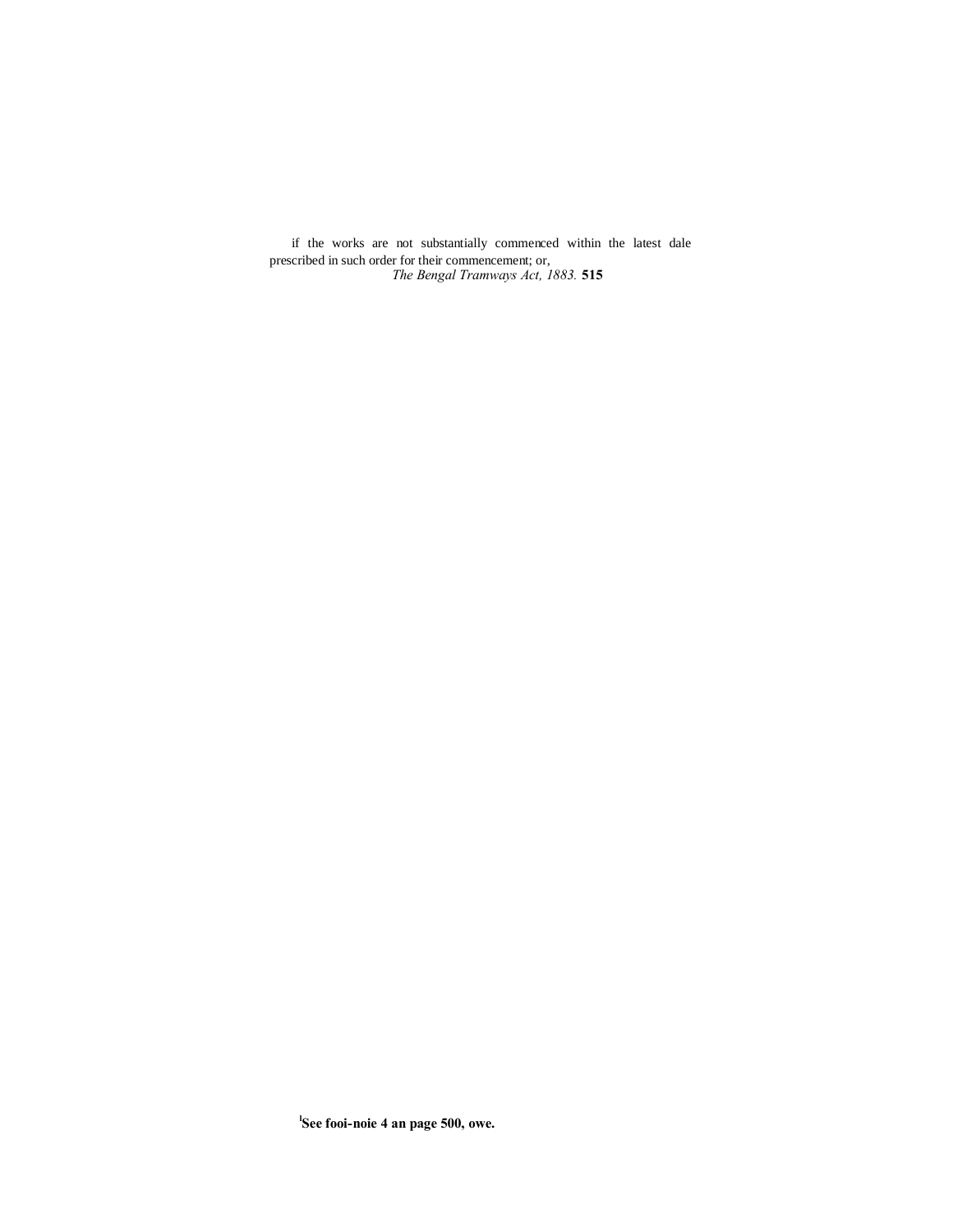if the works are not substantially commenced within the latest dale prescribed in such order for their commencement; or,

[1]See fooi-noie 4 an page 500, owe.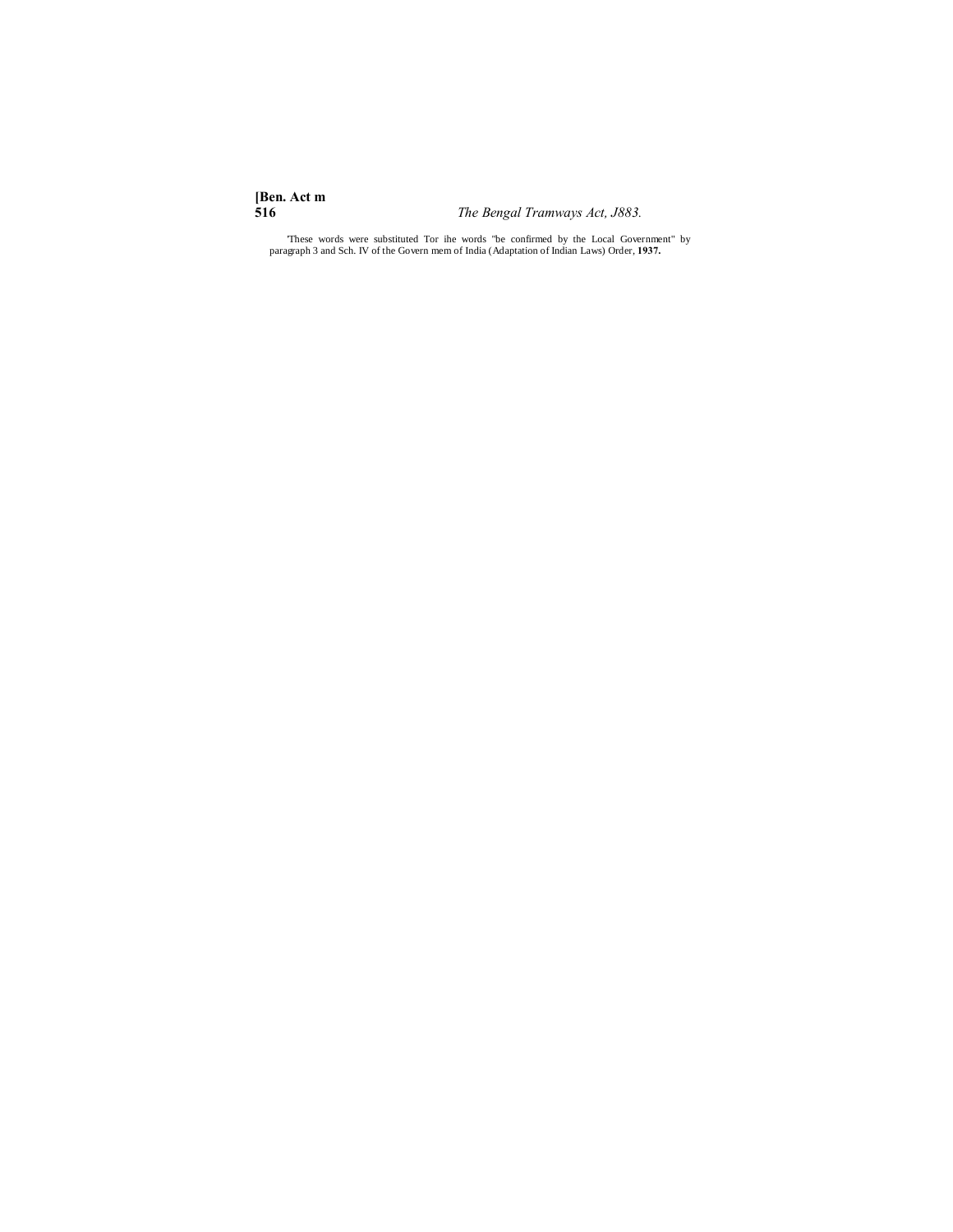[1]These words were substituted Tor ihe words "be confirmed by the Local Government" by paragraph 3 and Sch. IV of the Govern mem of India (Adaptation of Indian Laws) Order, **1937.**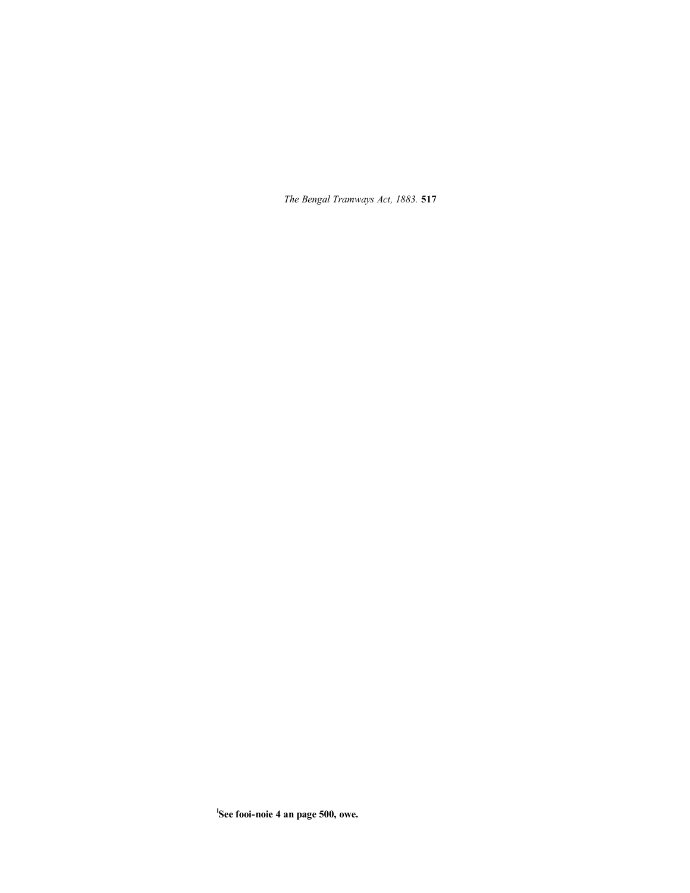[1]See fooi-noie 4 an page 500, owe.